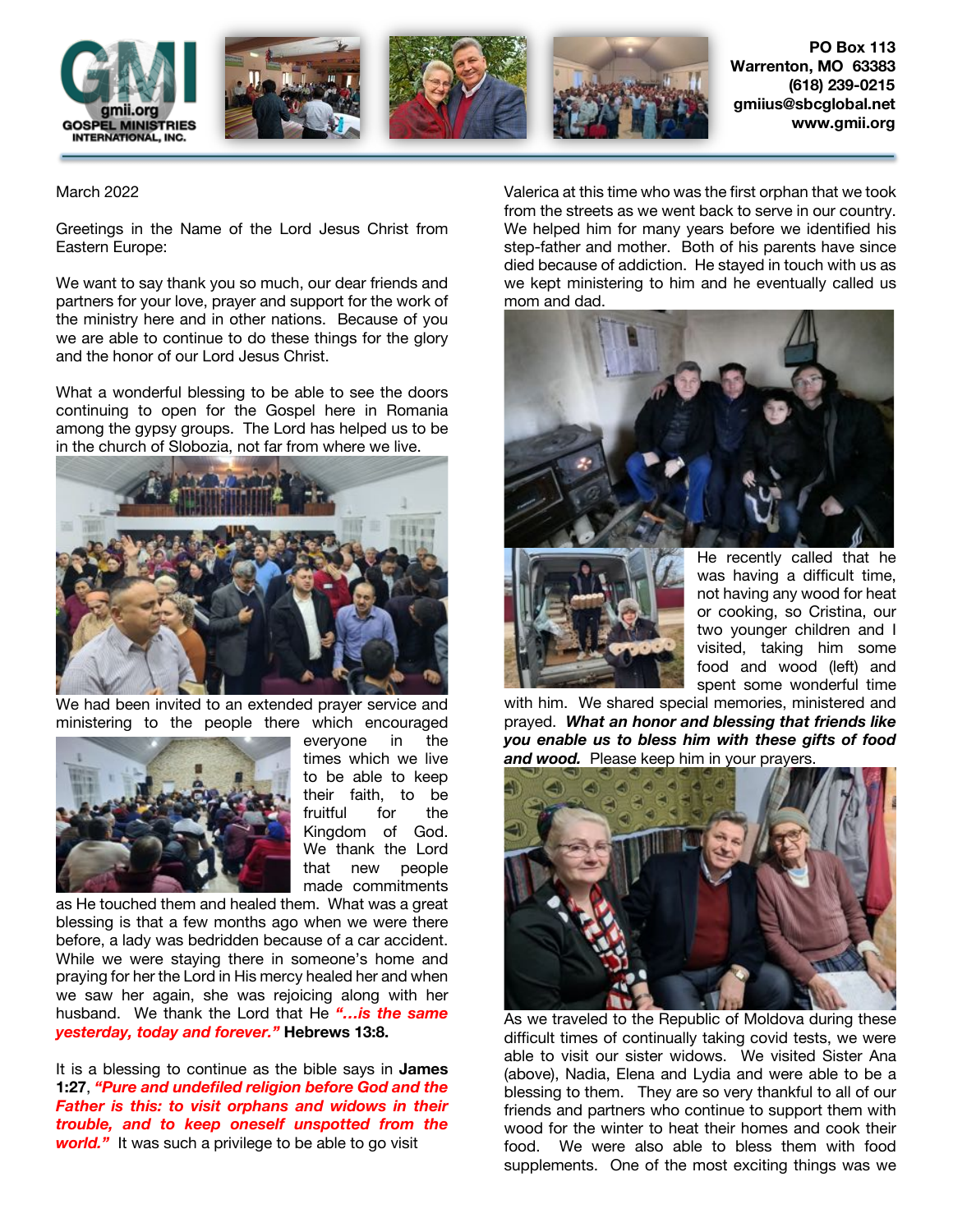GMI
gmii.org
GOSPEL MINISTRIES INTERNATIONAL, INC.

**PO Box 113**
**Warrenton, MO 63383**
**(618) 239-0215**
**gmiius@sbcglobal.net**
**www.gmii.org**

March 2022

Greetings in the Name of the Lord Jesus Christ from Eastern Europe:

We want to say thank you so much, our dear friends and partners for your love, prayer and support for the work of the ministry here and in other nations. Because of you we are able to continue to do these things for the glory and the honor of our Lord Jesus Christ.

What a wonderful blessing to be able to see the doors continuing to open for the Gospel here in Romania among the gypsy groups. The Lord has helped us to be in the church of Slobozia, not far from where we live.

We had been invited to an extended prayer service and ministering to the people there which encouraged everyone in the times which we live to be able to keep their faith, to be fruitful for the Kingdom of God. We thank the Lord that new people made commitments as He touched them and healed them. What was a great blessing is that a few months ago when we were there before, a lady was bedridden because of a car accident. While we were staying there in someone's home and praying for her the Lord in His mercy healed her and when we saw her again, she was rejoicing along with her husband. We thank the Lord that He ***"…is the same yesterday, today and forever."*** **Hebrews 13:8.**

It is a blessing to continue as the bible says in **James 1:27**, ***"Pure and undefiled religion before God and the Father is this: to visit orphans and widows in their trouble, and to keep oneself unspotted from the world."*** It was such a privilege to be able to go visit Valerica at this time who was the first orphan that we took from the streets as we went back to serve in our country. We helped him for many years before we identified his step-father and mother. Both of his parents have since died because of addiction. He stayed in touch with us as we kept ministering to him and he eventually called us mom and dad.

He recently called that he was having a difficult time, not having any wood for heat or cooking, so Cristina, our two younger children and I visited, taking him some food and wood (left) and spent some wonderful time with him. We shared special memories, ministered and prayed. ***What an honor and blessing that friends like you enable us to bless him with these gifts of food and wood.*** Please keep him in your prayers.

As we traveled to the Republic of Moldova during these difficult times of continually taking covid tests, we were able to visit our sister widows. We visited Sister Ana (above), Nadia, Elena and Lydia and were able to be a blessing to them. They are so very thankful to all of our friends and partners who continue to support them with wood for the winter to heat their homes and cook their food. We were also able to bless them with food supplements. One of the most exciting things was we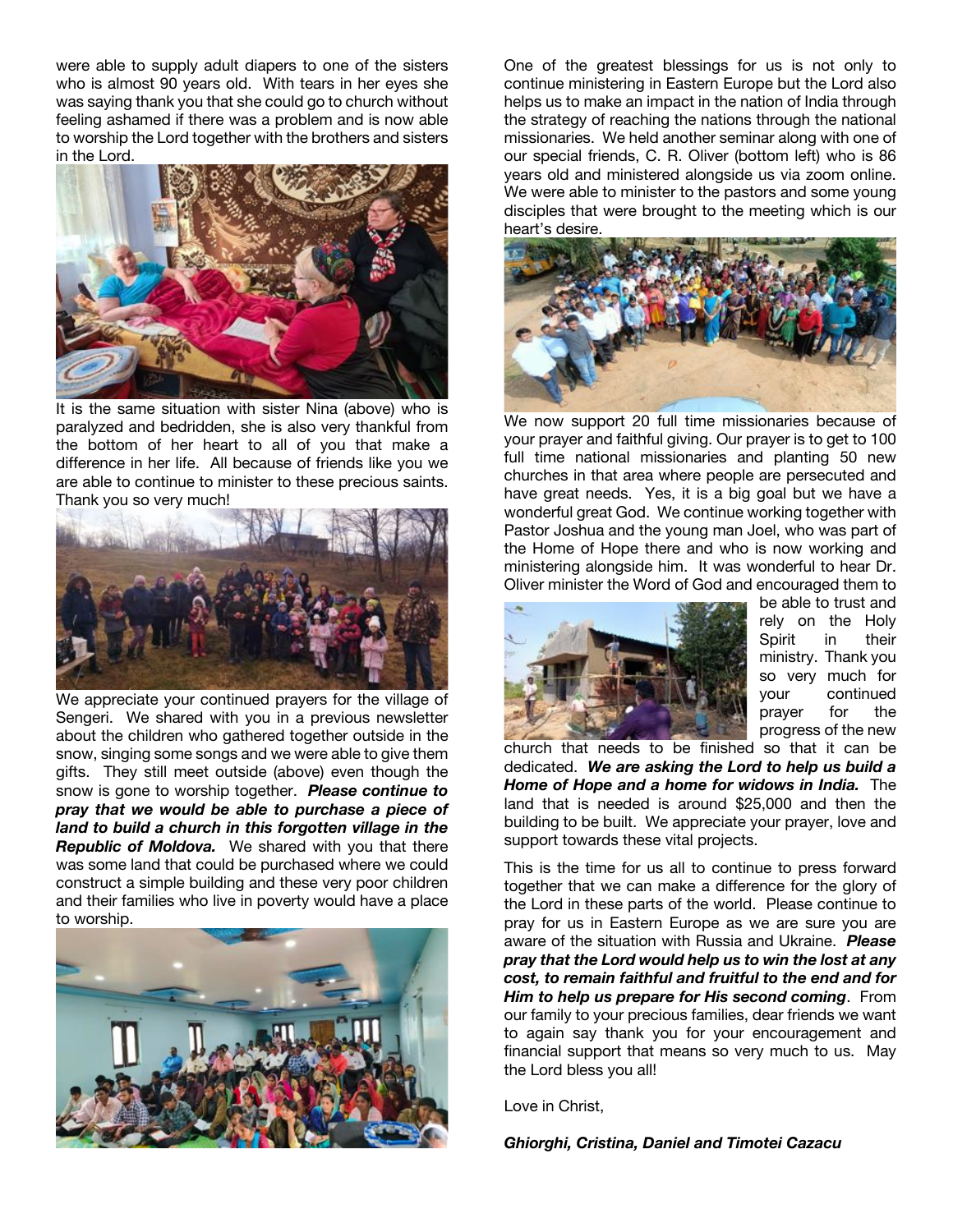were able to supply adult diapers to one of the sisters who is almost 90 years old. With tears in her eyes she was saying thank you that she could go to church without feeling ashamed if there was a problem and is now able to worship the Lord together with the brothers and sisters in the Lord.

It is the same situation with sister Nina (above) who is paralyzed and bedridden, she is also very thankful from the bottom of her heart to all of you that make a difference in her life. All because of friends like you we are able to continue to minister to these precious saints. Thank you so very much!

We appreciate your continued prayers for the village of Sengeri. We shared with you in a previous newsletter about the children who gathered together outside in the snow, singing some songs and we were able to give them gifts. They still meet outside (above) even though the snow is gone to worship together. ***Please continue to pray that we would be able to purchase a piece of land to build a church in this forgotten village in the Republic of Moldova.*** We shared with you that there was some land that could be purchased where we could construct a simple building and these very poor children and their families who live in poverty would have a place to worship.

One of the greatest blessings for us is not only to continue ministering in Eastern Europe but the Lord also helps us to make an impact in the nation of India through the strategy of reaching the nations through the national missionaries. We held another seminar along with one of our special friends, C. R. Oliver (bottom left) who is 86 years old and ministered alongside us via zoom online. We were able to minister to the pastors and some young disciples that were brought to the meeting which is our heart's desire.

We now support 20 full time missionaries because of your prayer and faithful giving. Our prayer is to get to 100 full time national missionaries and planting 50 new churches in that area where people are persecuted and have great needs. Yes, it is a big goal but we have a wonderful great God. We continue working together with Pastor Joshua and the young man Joel, who was part of the Home of Hope there and who is now working and ministering alongside him. It was wonderful to hear Dr. Oliver minister the Word of God and encouraged them to be able to trust and rely on the Holy Spirit in their ministry. Thank you so very much for your continued prayer for the progress of the new church that needs to be finished so that it can be dedicated. ***We are asking the Lord to help us build a Home of Hope and a home for widows in India.*** The land that is needed is around $25,000 and then the building to be built. We appreciate your prayer, love and support towards these vital projects.

This is the time for us all to continue to press forward together that we can make a difference for the glory of the Lord in these parts of the world. Please continue to pray for us in Eastern Europe as we are sure you are aware of the situation with Russia and Ukraine. ***Please pray that the Lord would help us to win the lost at any cost, to remain faithful and fruitful to the end and for Him to help us prepare for His second coming***. From our family to your precious families, dear friends we want to again say thank you for your encouragement and financial support that means so very much to us. May the Lord bless you all!

Love in Christ,

***Ghiorghi, Cristina, Daniel and Timotei Cazacu***